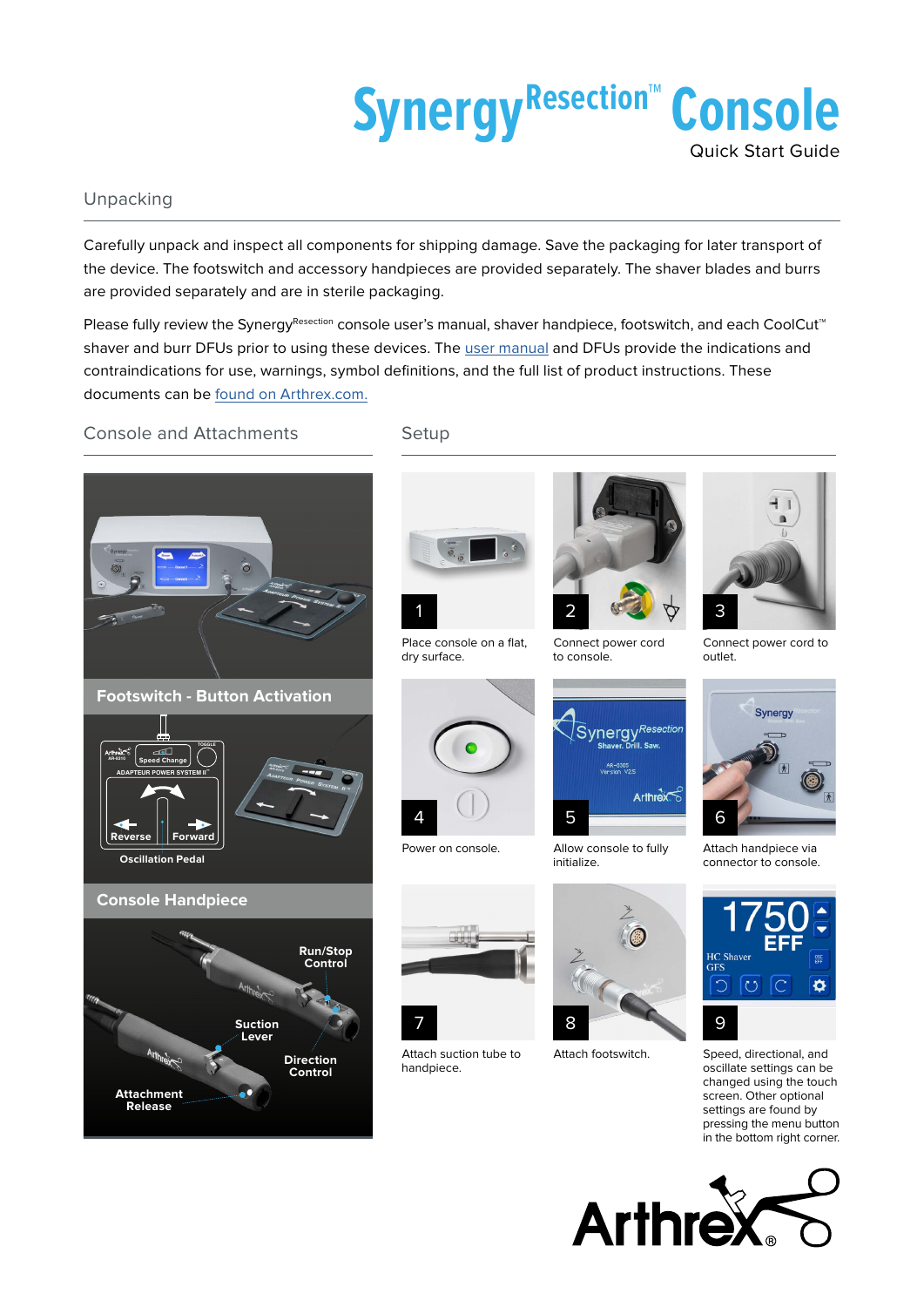# Synergy[Resection]™ Console

Quick Start Guide

## Unpacking

Carefully unpack and inspect all components for shipping damage. Save the packaging for later transport of the device. The footswitch and accessory handpieces are provided separately. The shaver blades and burrs are provided separately and are in sterile packaging.

Please fully review the Synergy[Resection] console user's manual, shaver handpiece, footswitch, and each CoolCut™ shaver and burr DFUs prior to using these devices. The user manual and DFUs provide the indications and contraindications for use, warnings, symbol definitions, and the full list of product instructions. These documents can be found on Arthrex.com.

## Console and Attachments

### Footswitch - Button Activation

Speed Change

Toggle

Reverse

Forward

Oscillation Pedal

### Console Handpiece

Run/Stop Control

Suction Lever

Direction Control

Attachment Release

## Setup

1. Place console on a flat, dry surface.
2. Connect power cord to console.
3. Connect power cord to outlet.
4. Power on console.
5. Allow console to fully initialize.
6. Attach handpiece via connector to console.
7. Attach suction tube to handpiece.
8. Attach footswitch.
9. Speed, directional, and oscillate settings can be changed using the touch screen. Other optional settings are found by pressing the menu button in the bottom right corner.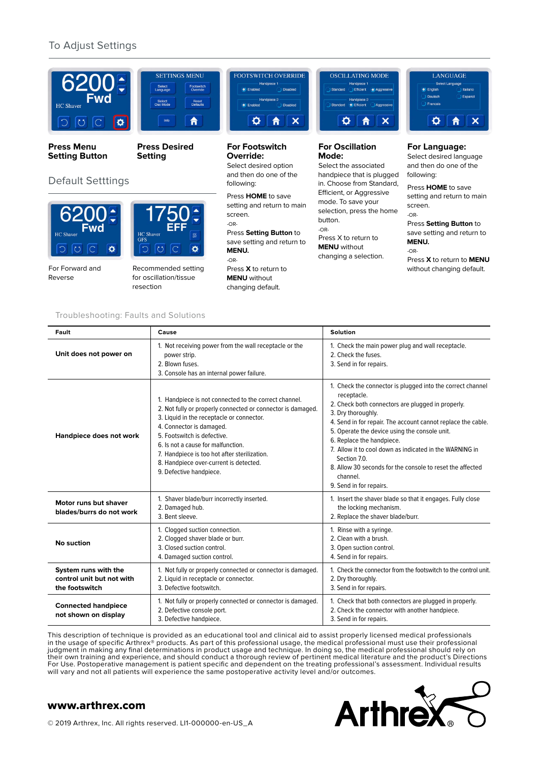## To Adjust Settings

**Press Menu Setting Button**

**Press Desired Setting**

**For Footswitch Override:**
Select desired option and then do one of the following:

Press **HOME** to save setting and return to main screen.

-OR-

Press **Setting Button** to save setting and return to **MENU.**

-OR-

Press **X** to return to **MENU** without changing default.

**For Oscillation Mode:**
Select the associated handpiece that is plugged in. Choose from Standard, Efficient, or Aggressive mode. To save your selection, press the home button.

-OR-

Press X to return to **MENU** without changing a selection.

**For Language:**
Select desired language and then do one of the following:

Press **HOME** to save setting and return to main screen.

-OR-

Press **Setting Button** to save setting and return to **MENU.**

-OR-

Press **X** to return to **MENU** without changing default.

## Default Setttings

For Forward and Reverse

Recommended setting for oscillation/tissue resection

## Troubleshooting: Faults and Solutions

| Fault | Cause | Solution |
|---|---|---|
| **Unit does not power on** | 1. Not receiving power from the wall receptacle or the power strip.<br>2. Blown fuses.<br>3. Console has an internal power failure. | 1. Check the main power plug and wall receptacle.<br>2. Check the fuses.<br>3. Send in for repairs. |
| **Handpiece does not work** | 1. Handpiece is not connected to the correct channel.<br>2. Not fully or properly connected or connector is damaged.<br>3. Liquid in the receptacle or connector.<br>4. Connector is damaged.<br>5. Footswitch is defective.<br>6. Is not a cause for malfunction.<br>7. Handpiece is too hot after sterilization.<br>8. Handpiece over-current is detected.<br>9. Defective handpiece. | 1. Check the connector is plugged into the correct channel receptacle.<br>2. Check both connectors are plugged in properly.<br>3. Dry thoroughly.<br>4. Send in for repair. The account cannot replace the cable.<br>5. Operate the device using the console unit.<br>6. Replace the handpiece.<br>7. Allow it to cool down as indicated in the WARNING in Section 7.0.<br>8. Allow 30 seconds for the console to reset the affected channel.<br>9. Send in for repairs. |
| **Motor runs but shaver blades/burrs do not work** | 1. Shaver blade/burr incorrectly inserted.<br>2. Damaged hub.<br>3. Bent sleeve. | 1. Insert the shaver blade so that it engages. Fully close the locking mechanism.<br>2. Replace the shaver blade/burr. |
| **No suction** | 1. Clogged suction connection.<br>2. Clogged shaver blade or burr.<br>3. Closed suction control.<br>4. Damaged suction control. | 1. Rinse with a syringe.<br>2. Clean with a brush.<br>3. Open suction control.<br>4. Send in for repairs. |
| **System runs with the control unit but not with the footswitch** | 1. Not fully or properly connected or connector is damaged.<br>2. Liquid in receptacle or connector.<br>3. Defective footswitch. | 1. Check the connector from the footswitch to the control unit.<br>2. Dry thoroughly.<br>3. Send in for repairs. |
| **Connected handpiece not shown on display** | 1. Not fully or properly connected or connector is damaged.<br>2. Defective console port.<br>3. Defective handpiece. | 1. Check that both connectors are plugged in properly.<br>2. Check the connector with another handpiece.<br>3. Send in for repairs. |

This description of technique is provided as an educational tool and clinical aid to assist properly licensed medical professionals in the usage of specific Arthrex® products. As part of this professional usage, the medical professional must use their professional judgment in making any final determinations in product usage and technique. In doing so, the medical professional should rely on their own training and experience, and should conduct a thorough review of pertinent medical literature and the product's Directions For Use. Postoperative management is patient specific and dependent on the treating professional's assessment. Individual results will vary and not all patients will experience the same postoperative activity level and/or outcomes.

**www.arthrex.com**

© 2019 Arthrex, Inc. All rights reserved. LI1-000000-en-US_A